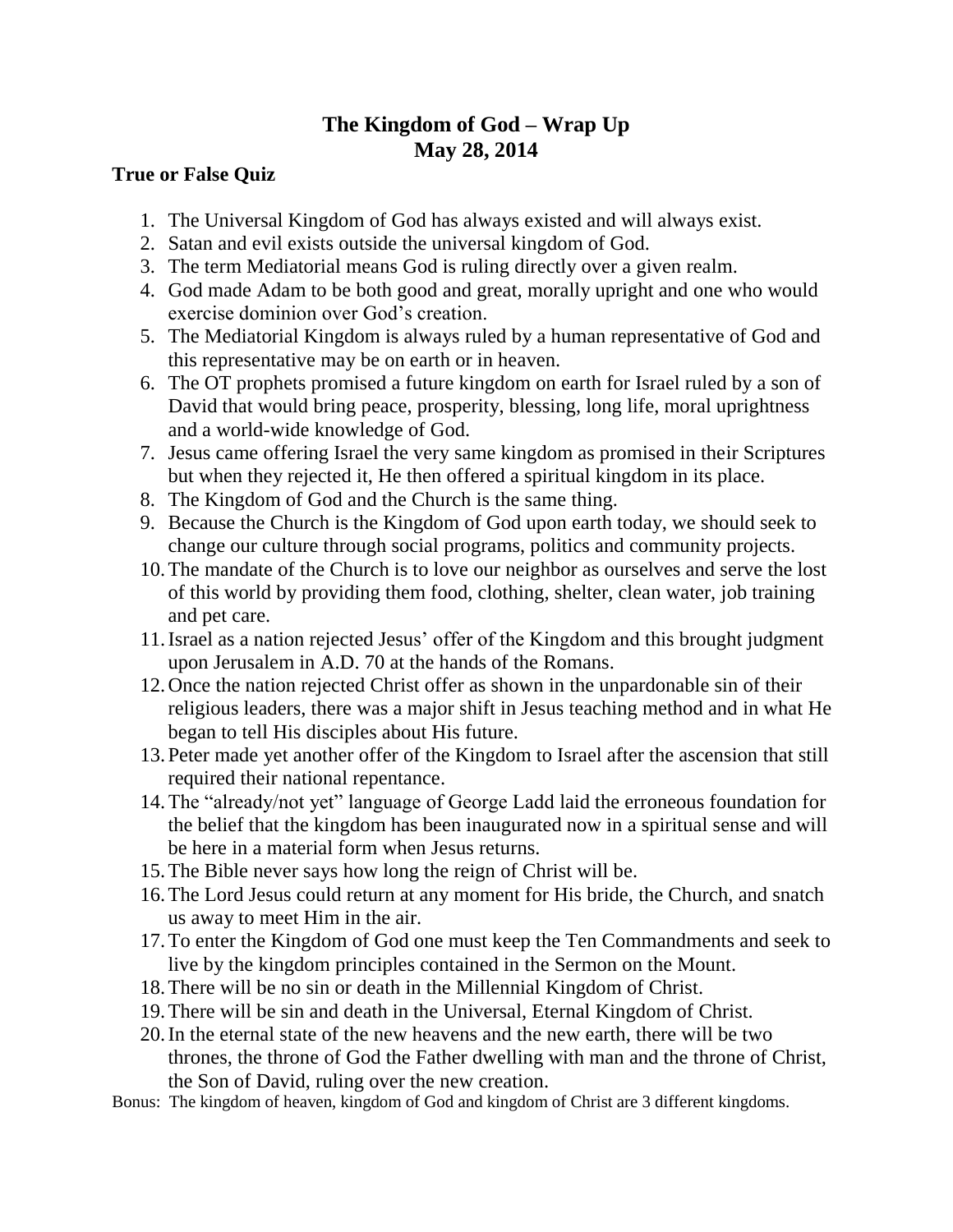# The Kingdom of God – Wrap Up
# May 28, 2014

## True or False Quiz

1. The Universal Kingdom of God has always existed and will always exist.
2. Satan and evil exists outside the universal kingdom of God.
3. The term Mediatorial means God is ruling directly over a given realm.
4. God made Adam to be both good and great, morally upright and one who would exercise dominion over God's creation.
5. The Mediatorial Kingdom is always ruled by a human representative of God and this representative may be on earth or in heaven.
6. The OT prophets promised a future kingdom on earth for Israel ruled by a son of David that would bring peace, prosperity, blessing, long life, moral uprightness and a world-wide knowledge of God.
7. Jesus came offering Israel the very same kingdom as promised in their Scriptures but when they rejected it, He then offered a spiritual kingdom in its place.
8. The Kingdom of God and the Church is the same thing.
9. Because the Church is the Kingdom of God upon earth today, we should seek to change our culture through social programs, politics and community projects.
10. The mandate of the Church is to love our neighbor as ourselves and serve the lost of this world by providing them food, clothing, shelter, clean water, job training and pet care.
11. Israel as a nation rejected Jesus' offer of the Kingdom and this brought judgment upon Jerusalem in A.D. 70 at the hands of the Romans.
12. Once the nation rejected Christ offer as shown in the unpardonable sin of their religious leaders, there was a major shift in Jesus teaching method and in what He began to tell His disciples about His future.
13. Peter made yet another offer of the Kingdom to Israel after the ascension that still required their national repentance.
14. The "already/not yet" language of George Ladd laid the erroneous foundation for the belief that the kingdom has been inaugurated now in a spiritual sense and will be here in a material form when Jesus returns.
15. The Bible never says how long the reign of Christ will be.
16. The Lord Jesus could return at any moment for His bride, the Church, and snatch us away to meet Him in the air.
17. To enter the Kingdom of God one must keep the Ten Commandments and seek to live by the kingdom principles contained in the Sermon on the Mount.
18. There will be no sin or death in the Millennial Kingdom of Christ.
19. There will be sin and death in the Universal, Eternal Kingdom of Christ.
20. In the eternal state of the new heavens and the new earth, there will be two thrones, the throne of God the Father dwelling with man and the throne of Christ, the Son of David, ruling over the new creation.

Bonus: The kingdom of heaven, kingdom of God and kingdom of Christ are 3 different kingdoms.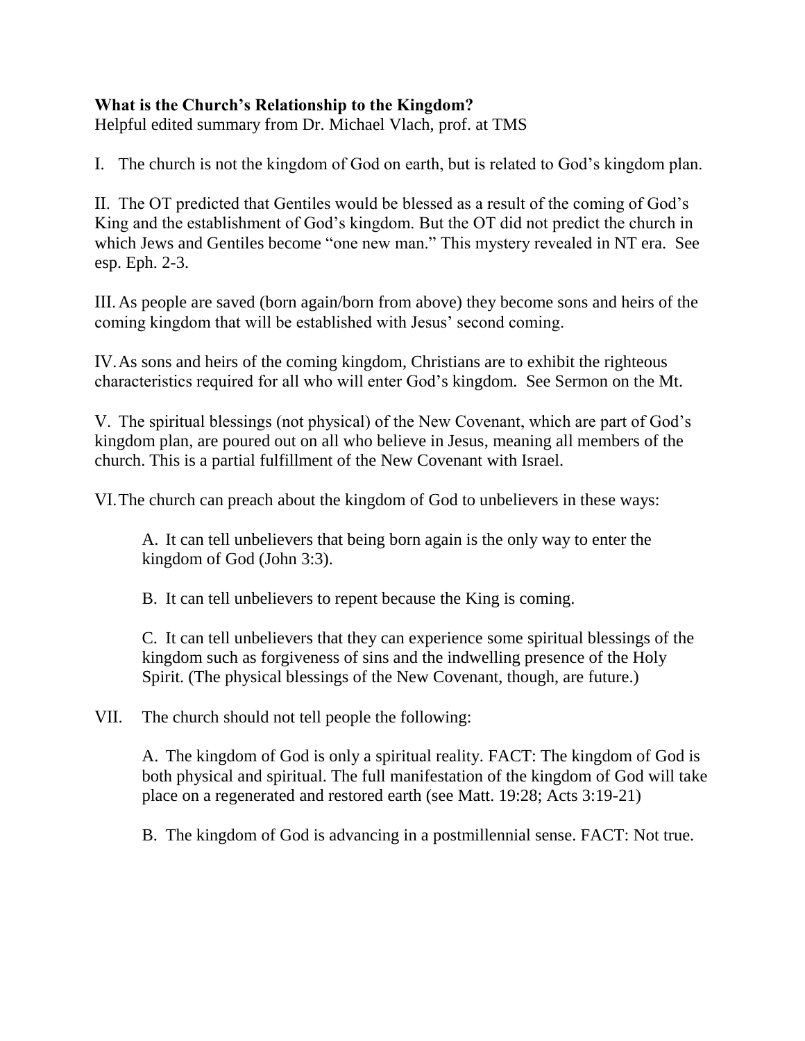**What is the Church's Relationship to the Kingdom?**
Helpful edited summary from Dr. Michael Vlach, prof. at TMS

I. The church is not the kingdom of God on earth, but is related to God's kingdom plan.

II. The OT predicted that Gentiles would be blessed as a result of the coming of God's King and the establishment of God's kingdom. But the OT did not predict the church in which Jews and Gentiles become "one new man." This mystery revealed in NT era. See esp. Eph. 2-3.

III. As people are saved (born again/born from above) they become sons and heirs of the coming kingdom that will be established with Jesus' second coming.

IV. As sons and heirs of the coming kingdom, Christians are to exhibit the righteous characteristics required for all who will enter God's kingdom. See Sermon on the Mt.

V. The spiritual blessings (not physical) of the New Covenant, which are part of God's kingdom plan, are poured out on all who believe in Jesus, meaning all members of the church. This is a partial fulfillment of the New Covenant with Israel.

VI. The church can preach about the kingdom of God to unbelievers in these ways:

A. It can tell unbelievers that being born again is the only way to enter the kingdom of God (John 3:3).

B. It can tell unbelievers to repent because the King is coming.

C. It can tell unbelievers that they can experience some spiritual blessings of the kingdom such as forgiveness of sins and the indwelling presence of the Holy Spirit. (The physical blessings of the New Covenant, though, are future.)

VII. The church should not tell people the following:

A. The kingdom of God is only a spiritual reality. FACT: The kingdom of God is both physical and spiritual. The full manifestation of the kingdom of God will take place on a regenerated and restored earth (see Matt. 19:28; Acts 3:19-21)

B. The kingdom of God is advancing in a postmillennial sense. FACT: Not true.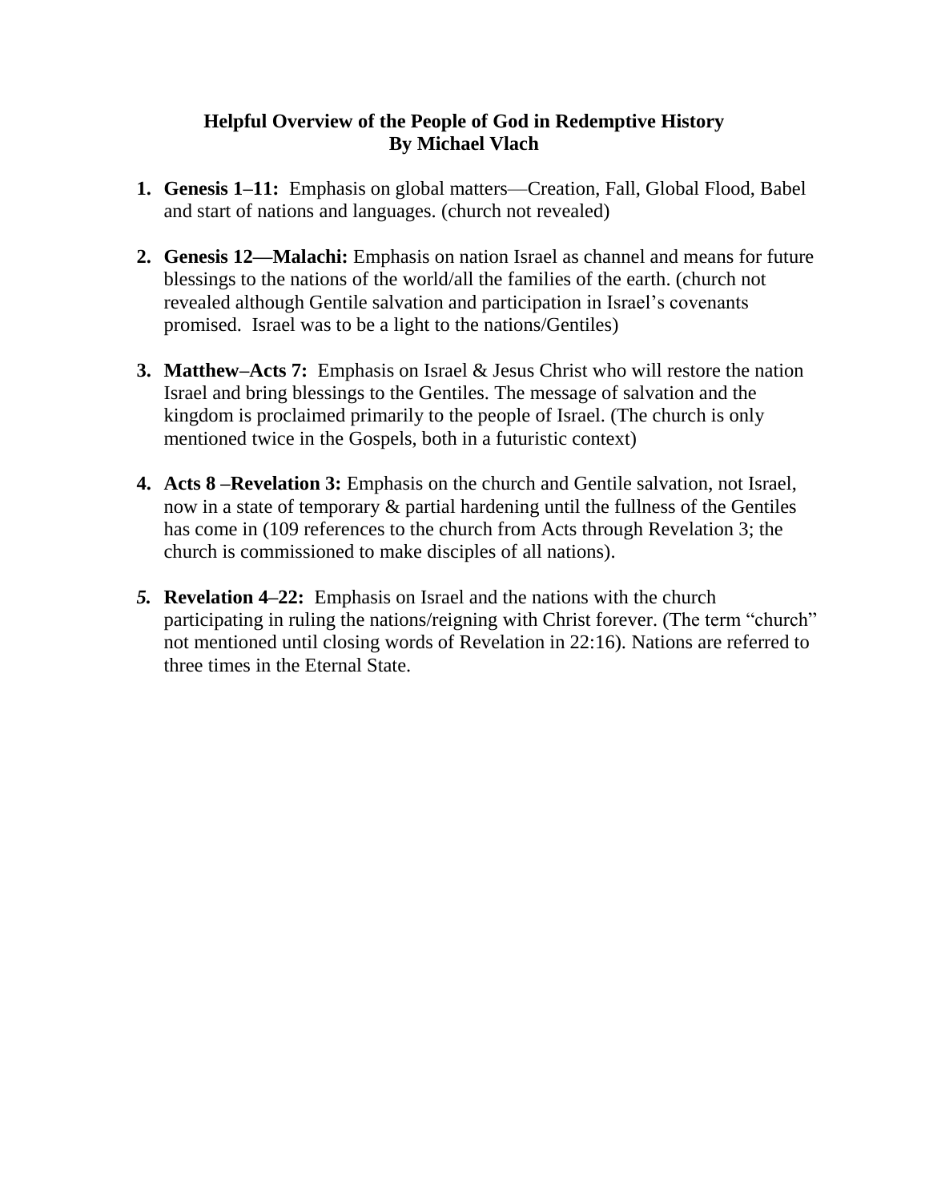**Helpful Overview of the People of God in Redemptive History**
**By Michael Vlach**

1. **Genesis 1–11:** Emphasis on global matters—Creation, Fall, Global Flood, Babel and start of nations and languages. (church not revealed)

2. **Genesis 12—Malachi:** Emphasis on nation Israel as channel and means for future blessings to the nations of the world/all the families of the earth. (church not revealed although Gentile salvation and participation in Israel's covenants promised. Israel was to be a light to the nations/Gentiles)

3. **Matthew–Acts 7:** Emphasis on Israel & Jesus Christ who will restore the nation Israel and bring blessings to the Gentiles. The message of salvation and the kingdom is proclaimed primarily to the people of Israel. (The church is only mentioned twice in the Gospels, both in a futuristic context)

4. **Acts 8 –Revelation 3:** Emphasis on the church and Gentile salvation, not Israel, now in a state of temporary & partial hardening until the fullness of the Gentiles has come in (109 references to the church from Acts through Revelation 3; the church is commissioned to make disciples of all nations).

5. **Revelation 4–22:** Emphasis on Israel and the nations with the church participating in ruling the nations/reigning with Christ forever. (The term "church" not mentioned until closing words of Revelation in 22:16). Nations are referred to three times in the Eternal State.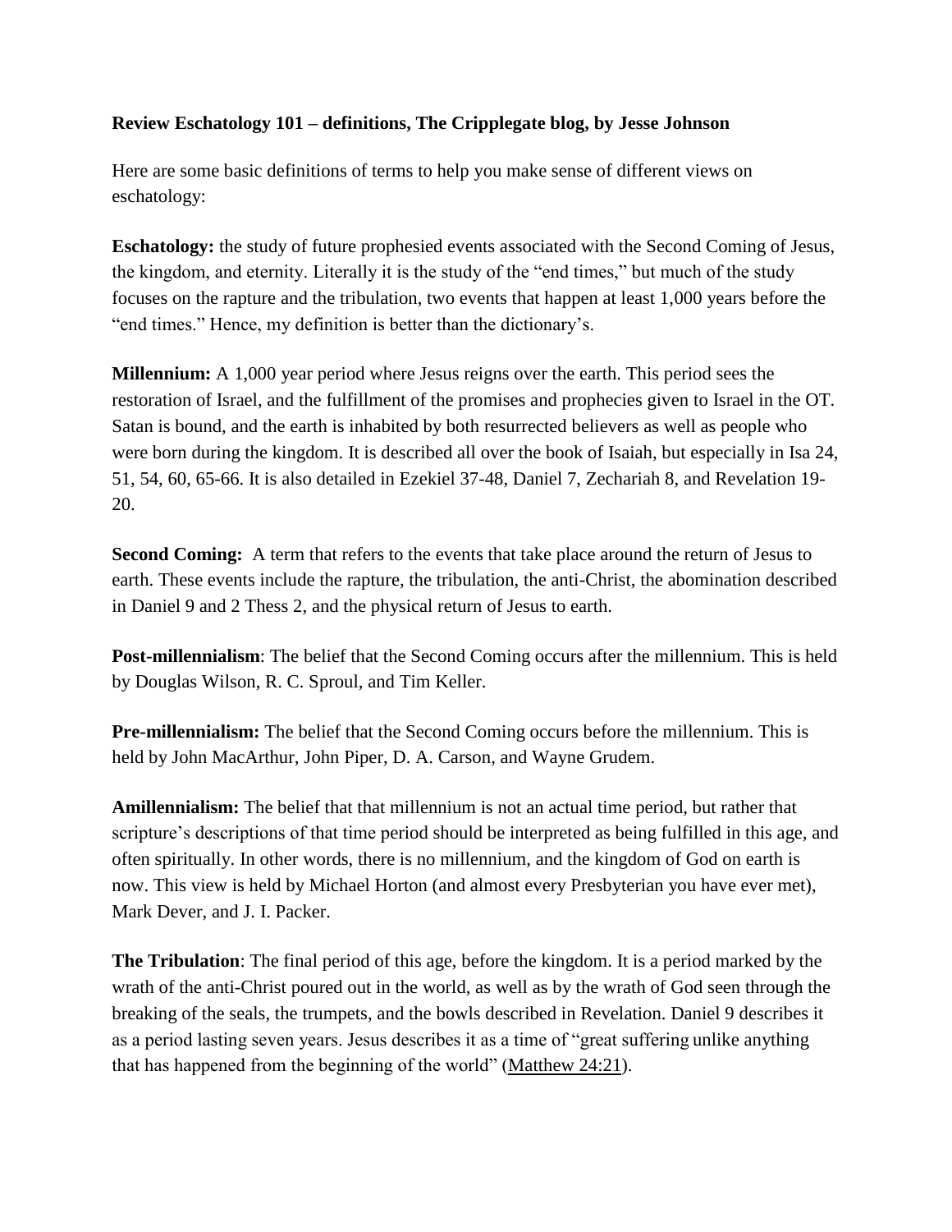**Review Eschatology 101 – definitions, The Cripplegate blog, by Jesse Johnson**

Here are some basic definitions of terms to help you make sense of different views on eschatology:

**Eschatology:** the study of future prophesied events associated with the Second Coming of Jesus, the kingdom, and eternity. Literally it is the study of the "end times," but much of the study focuses on the rapture and the tribulation, two events that happen at least 1,000 years before the "end times." Hence, my definition is better than the dictionary's.

**Millennium:** A 1,000 year period where Jesus reigns over the earth. This period sees the restoration of Israel, and the fulfillment of the promises and prophecies given to Israel in the OT. Satan is bound, and the earth is inhabited by both resurrected believers as well as people who were born during the kingdom. It is described all over the book of Isaiah, but especially in Isa 24, 51, 54, 60, 65-66. It is also detailed in Ezekiel 37-48, Daniel 7, Zechariah 8, and Revelation 19-20.

**Second Coming:** A term that refers to the events that take place around the return of Jesus to earth. These events include the rapture, the tribulation, the anti-Christ, the abomination described in Daniel 9 and 2 Thess 2, and the physical return of Jesus to earth.

**Post-millennialism**: The belief that the Second Coming occurs after the millennium. This is held by Douglas Wilson, R. C. Sproul, and Tim Keller.

**Pre-millennialism:** The belief that the Second Coming occurs before the millennium. This is held by John MacArthur, John Piper, D. A. Carson, and Wayne Grudem.

**Amillennialism:** The belief that that millennium is not an actual time period, but rather that scripture's descriptions of that time period should be interpreted as being fulfilled in this age, and often spiritually. In other words, there is no millennium, and the kingdom of God on earth is now. This view is held by Michael Horton (and almost every Presbyterian you have ever met), Mark Dever, and J. I. Packer.

**The Tribulation**: The final period of this age, before the kingdom. It is a period marked by the wrath of the anti-Christ poured out in the world, as well as by the wrath of God seen through the breaking of the seals, the trumpets, and the bowls described in Revelation. Daniel 9 describes it as a period lasting seven years. Jesus describes it as a time of "great suffering unlike anything that has happened from the beginning of the world" (Matthew 24:21).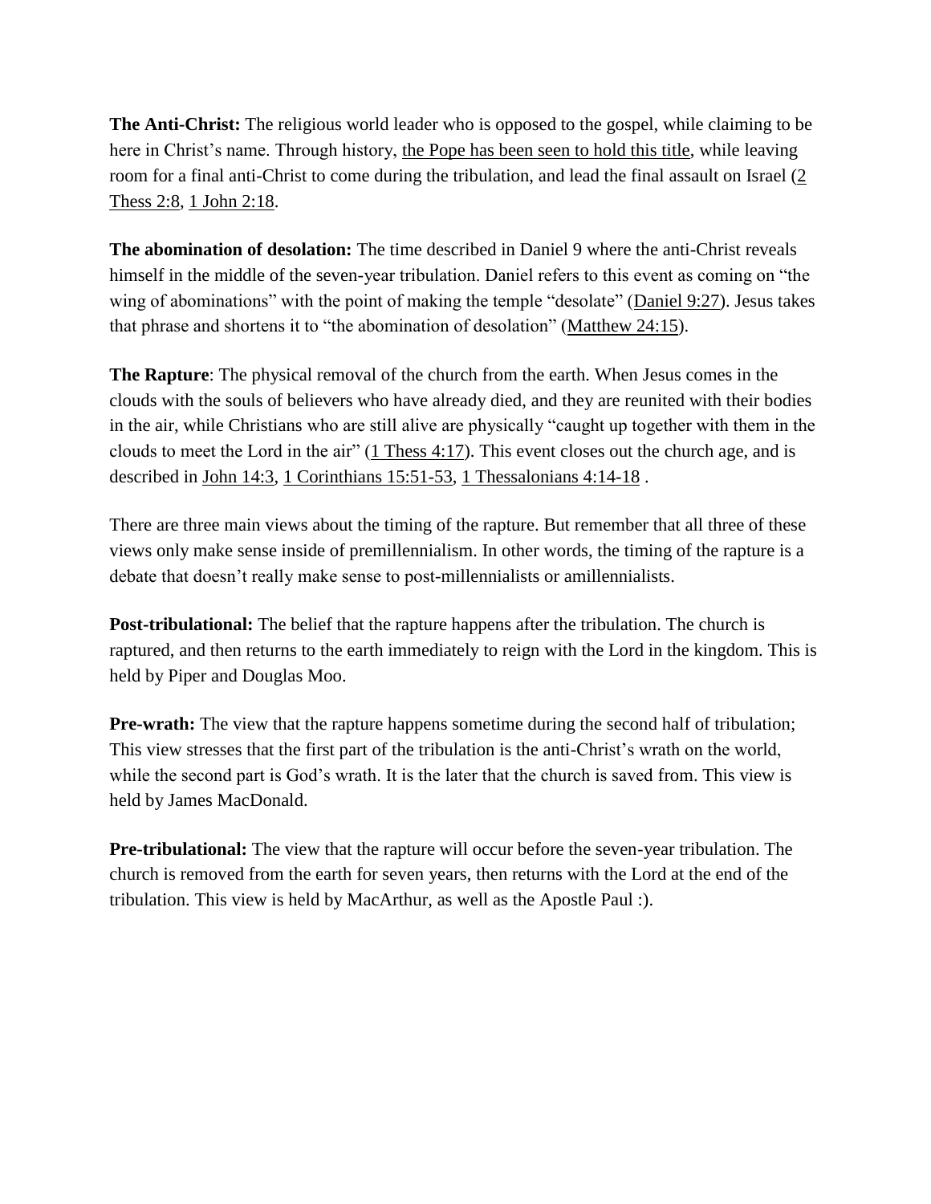**The Anti-Christ:** The religious world leader who is opposed to the gospel, while claiming to be here in Christ's name. Through history, the Pope has been seen to hold this title, while leaving room for a final anti-Christ to come during the tribulation, and lead the final assault on Israel (2 Thess 2:8, 1 John 2:18.

**The abomination of desolation:** The time described in Daniel 9 where the anti-Christ reveals himself in the middle of the seven-year tribulation. Daniel refers to this event as coming on "the wing of abominations" with the point of making the temple "desolate" (Daniel 9:27). Jesus takes that phrase and shortens it to "the abomination of desolation" (Matthew 24:15).

**The Rapture**: The physical removal of the church from the earth. When Jesus comes in the clouds with the souls of believers who have already died, and they are reunited with their bodies in the air, while Christians who are still alive are physically "caught up together with them in the clouds to meet the Lord in the air" (1 Thess 4:17). This event closes out the church age, and is described in John 14:3, 1 Corinthians 15:51-53, 1 Thessalonians 4:14-18 .

There are three main views about the timing of the rapture. But remember that all three of these views only make sense inside of premillennialism. In other words, the timing of the rapture is a debate that doesn't really make sense to post-millennialists or amillennialists.

**Post-tribulational:** The belief that the rapture happens after the tribulation. The church is raptured, and then returns to the earth immediately to reign with the Lord in the kingdom. This is held by Piper and Douglas Moo.

**Pre-wrath:** The view that the rapture happens sometime during the second half of tribulation; This view stresses that the first part of the tribulation is the anti-Christ's wrath on the world, while the second part is God's wrath. It is the later that the church is saved from. This view is held by James MacDonald.

**Pre-tribulational:** The view that the rapture will occur before the seven-year tribulation. The church is removed from the earth for seven years, then returns with the Lord at the end of the tribulation. This view is held by MacArthur, as well as the Apostle Paul :).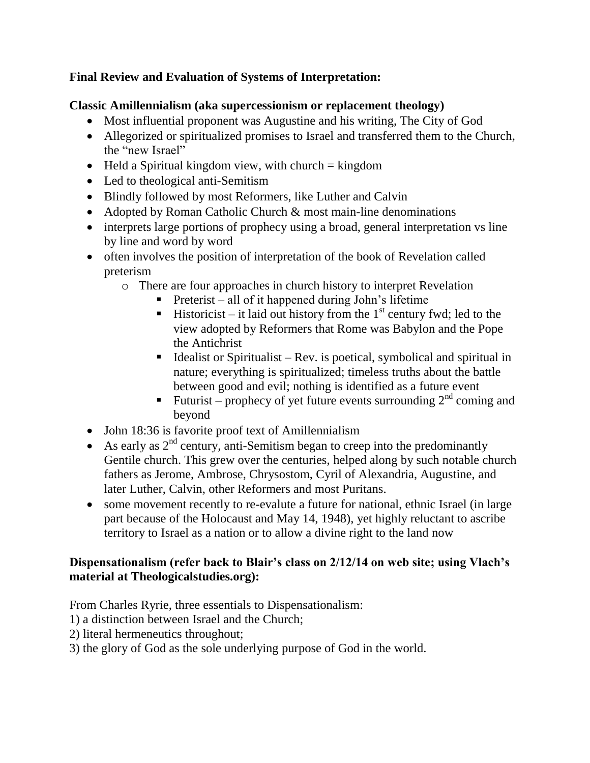**Final Review and Evaluation of Systems of Interpretation:**

**Classic Amillennialism (aka supercessionism or replacement theology)**

- Most influential proponent was Augustine and his writing, The City of God
- Allegorized or spiritualized promises to Israel and transferred them to the Church, the "new Israel"
- Held a Spiritual kingdom view, with church = kingdom
- Led to theological anti-Semitism
- Blindly followed by most Reformers, like Luther and Calvin
- Adopted by Roman Catholic Church & most main-line denominations
- interprets large portions of prophecy using a broad, general interpretation vs line by line and word by word
- often involves the position of interpretation of the book of Revelation called preterism
    - There are four approaches in church history to interpret Revelation
        - Preterist – all of it happened during John's lifetime
        - Historicist – it laid out history from the 1st century fwd; led to the view adopted by Reformers that Rome was Babylon and the Pope the Antichrist
        - Idealist or Spiritualist – Rev. is poetical, symbolical and spiritual in nature; everything is spiritualized; timeless truths about the battle between good and evil; nothing is identified as a future event
        - Futurist – prophecy of yet future events surrounding 2nd coming and beyond
- John 18:36 is favorite proof text of Amillennialism
- As early as 2nd century, anti-Semitism began to creep into the predominantly Gentile church. This grew over the centuries, helped along by such notable church fathers as Jerome, Ambrose, Chrysostom, Cyril of Alexandria, Augustine, and later Luther, Calvin, other Reformers and most Puritans.
- some movement recently to re-evalute a future for national, ethnic Israel (in large part because of the Holocaust and May 14, 1948), yet highly reluctant to ascribe territory to Israel as a nation or to allow a divine right to the land now

**Dispensationalism (refer back to Blair's class on 2/12/14 on web site; using Vlach's material at Theologicalstudies.org):**

From Charles Ryrie, three essentials to Dispensationalism:

1) a distinction between Israel and the Church;
2) literal hermeneutics throughout;
3) the glory of God as the sole underlying purpose of God in the world.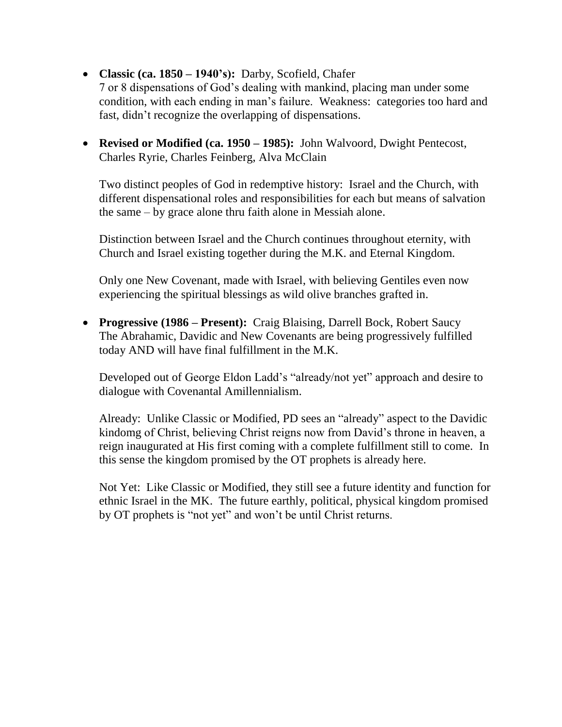- **Classic (ca. 1850 – 1940's):** Darby, Scofield, Chafer
  7 or 8 dispensations of God's dealing with mankind, placing man under some condition, with each ending in man's failure. Weakness: categories too hard and fast, didn't recognize the overlapping of dispensations.

- **Revised or Modified (ca. 1950 – 1985):** John Walvoord, Dwight Pentecost, Charles Ryrie, Charles Feinberg, Alva McClain

  Two distinct peoples of God in redemptive history: Israel and the Church, with different dispensational roles and responsibilities for each but means of salvation the same – by grace alone thru faith alone in Messiah alone.

  Distinction between Israel and the Church continues throughout eternity, with Church and Israel existing together during the M.K. and Eternal Kingdom.

  Only one New Covenant, made with Israel, with believing Gentiles even now experiencing the spiritual blessings as wild olive branches grafted in.

- **Progressive (1986 – Present):** Craig Blaising, Darrell Bock, Robert Saucy
  The Abrahamic, Davidic and New Covenants are being progressively fulfilled today AND will have final fulfillment in the M.K.

  Developed out of George Eldon Ladd's "already/not yet" approach and desire to dialogue with Covenantal Amillennialism.

  Already: Unlike Classic or Modified, PD sees an "already" aspect to the Davidic kindomg of Christ, believing Christ reigns now from David's throne in heaven, a reign inaugurated at His first coming with a complete fulfillment still to come. In this sense the kingdom promised by the OT prophets is already here.

  Not Yet: Like Classic or Modified, they still see a future identity and function for ethnic Israel in the MK. The future earthly, political, physical kingdom promised by OT prophets is "not yet" and won't be until Christ returns.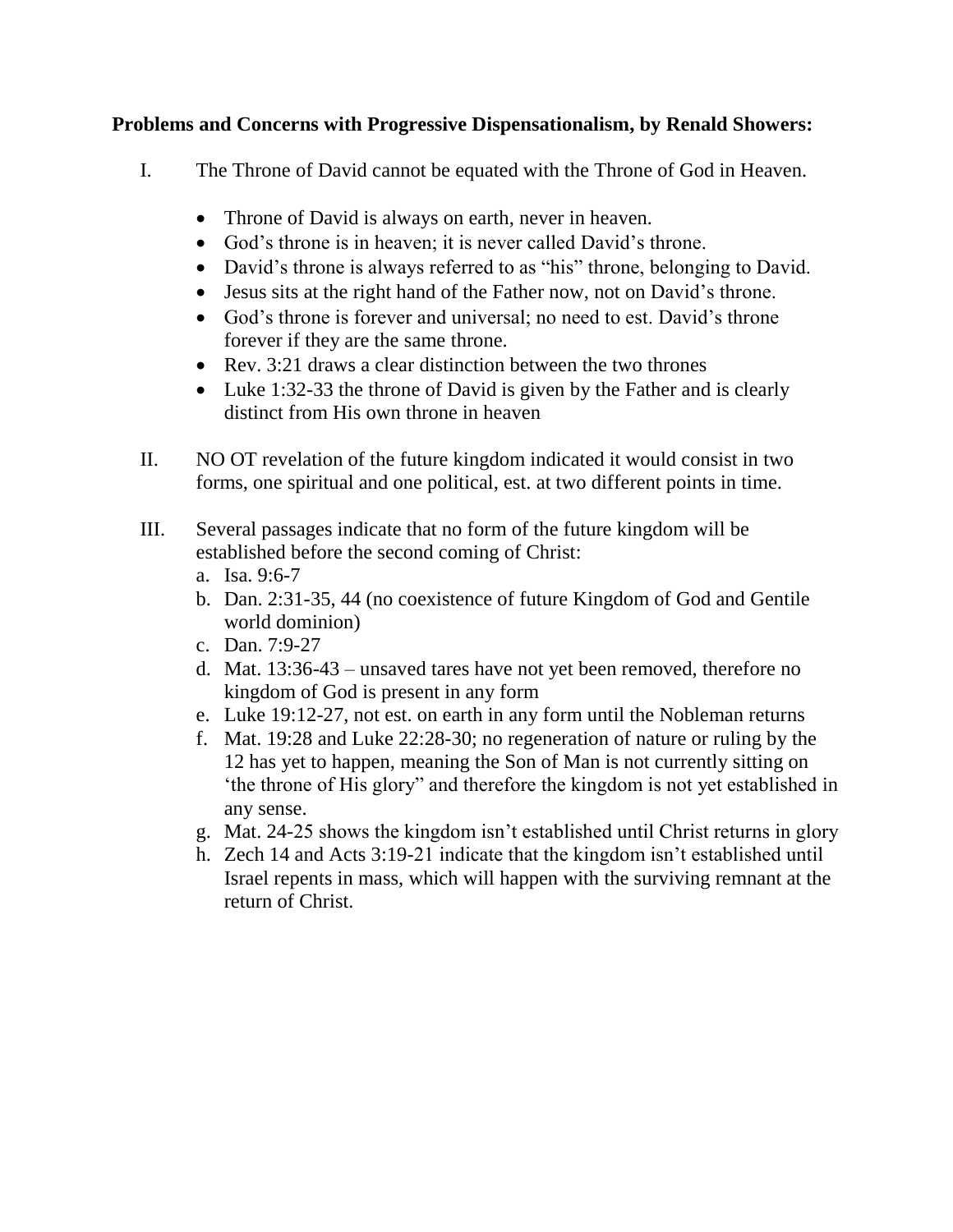**Problems and Concerns with Progressive Dispensationalism, by Renald Showers:**

I. The Throne of David cannot be equated with the Throne of God in Heaven.

- Throne of David is always on earth, never in heaven.
- God's throne is in heaven; it is never called David's throne.
- David's throne is always referred to as "his" throne, belonging to David.
- Jesus sits at the right hand of the Father now, not on David's throne.
- God's throne is forever and universal; no need to est. David's throne forever if they are the same throne.
- Rev. 3:21 draws a clear distinction between the two thrones
- Luke 1:32-33 the throne of David is given by the Father and is clearly distinct from His own throne in heaven

II. NO OT revelation of the future kingdom indicated it would consist in two forms, one spiritual and one political, est. at two different points in time.

III. Several passages indicate that no form of the future kingdom will be established before the second coming of Christ:

a. Isa. 9:6-7
b. Dan. 2:31-35, 44 (no coexistence of future Kingdom of God and Gentile world dominion)
c. Dan. 7:9-27
d. Mat. 13:36-43 – unsaved tares have not yet been removed, therefore no kingdom of God is present in any form
e. Luke 19:12-27, not est. on earth in any form until the Nobleman returns
f. Mat. 19:28 and Luke 22:28-30; no regeneration of nature or ruling by the 12 has yet to happen, meaning the Son of Man is not currently sitting on 'the throne of His glory" and therefore the kingdom is not yet established in any sense.
g. Mat. 24-25 shows the kingdom isn't established until Christ returns in glory
h. Zech 14 and Acts 3:19-21 indicate that the kingdom isn't established until Israel repents in mass, which will happen with the surviving remnant at the return of Christ.